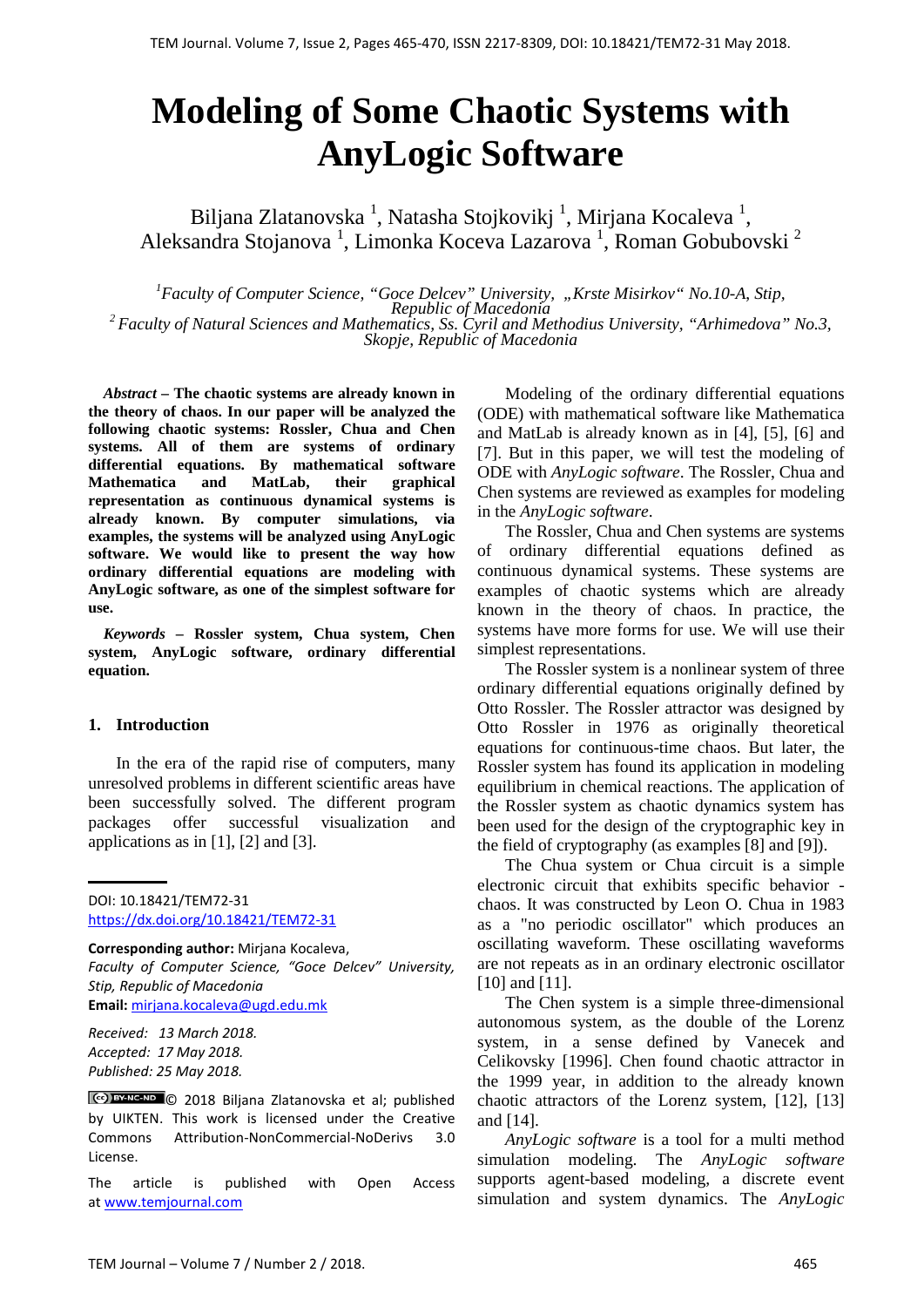# Modeling of Some Chaotic Systems with AnyLogic Software

Biljana Zlatanovska [1], Natasha Stojkovikj [1], Mirjana Kocaleva [1], Aleksandra Stojanova [1], Limonka Koceva Lazarova [1], Roman Gobubovski [2]

[1] *Faculty of Computer Science, "Goce Delcev" University, „Krste Misirkov" No.10-A, Stip, Republic of Macedonia*
[2] *Faculty of Natural Sciences and Mathematics, Ss. Cyril and Methodius University, "Arhimedova" No.3, Skopje, Republic of Macedonia*

***Abstract* – The chaotic systems are already known in the theory of chaos. In our paper will be analyzed the following chaotic systems: Rossler, Chua and Chen systems. All of them are systems of ordinary differential equations. By mathematical software Mathematica and MatLab, their graphical representation as continuous dynamical systems is already known. By computer simulations, via examples, the systems will be analyzed using AnyLogic software. We would like to present the way how ordinary differential equations are modeling with AnyLogic software, as one of the simplest software for use.**

***Keywords* – Rossler system, Chua system, Chen system, AnyLogic software, ordinary differential equation.**

## 1. Introduction

In the era of the rapid rise of computers, many unresolved problems in different scientific areas have been successfully solved. The different program packages offer successful visualization and applications as in [1], [2] and [3].

DOI: 10.18421/TEM72-31
https://dx.doi.org/10.18421/TEM72-31

**Corresponding author:** Mirjana Kocaleva,
*Faculty of Computer Science, "Goce Delcev" University, Stip, Republic of Macedonia*
**Email:** mirjana.kocaleva@ugd.edu.mk

*Received: 13 March 2018.*
*Accepted: 17 May 2018.*
*Published: 25 May 2018.*

© 2018 Biljana Zlatanovska et al; published by UIKTEN. This work is licensed under the Creative Commons Attribution-NonCommercial-NoDerivs 3.0 License.

The article is published with Open Access at www.temjournal.com

Modeling of the ordinary differential equations (ODE) with mathematical software like Mathematica and MatLab is already known as in [4], [5], [6] and [7]. But in this paper, we will test the modeling of ODE with *AnyLogic software*. The Rossler, Chua and Chen systems are reviewed as examples for modeling in the *AnyLogic software*.

The Rossler, Chua and Chen systems are systems of ordinary differential equations defined as continuous dynamical systems. These systems are examples of chaotic systems which are already known in the theory of chaos. In practice, the systems have more forms for use. We will use their simplest representations.

The Rossler system is a nonlinear system of three ordinary differential equations originally defined by Otto Rossler. The Rossler attractor was designed by Otto Rossler in 1976 as originally theoretical equations for continuous-time chaos. But later, the Rossler system has found its application in modeling equilibrium in chemical reactions. The application of the Rossler system as chaotic dynamics system has been used for the design of the cryptographic key in the field of cryptography (as examples [8] and [9]).

The Chua system or Chua circuit is a simple electronic circuit that exhibits specific behavior - chaos. It was constructed by Leon O. Chua in 1983 as a "no periodic oscillator" which produces an oscillating waveform. These oscillating waveforms are not repeats as in an ordinary electronic oscillator [10] and [11].

The Chen system is a simple three-dimensional autonomous system, as the double of the Lorenz system, in a sense defined by Vanecek and Celikovsky [1996]. Chen found chaotic attractor in the 1999 year, in addition to the already known chaotic attractors of the Lorenz system, [12], [13] and [14].

*AnyLogic software* is a tool for a multi method simulation modeling. The *AnyLogic software* supports agent-based modeling, a discrete event simulation and system dynamics. The *AnyLogic*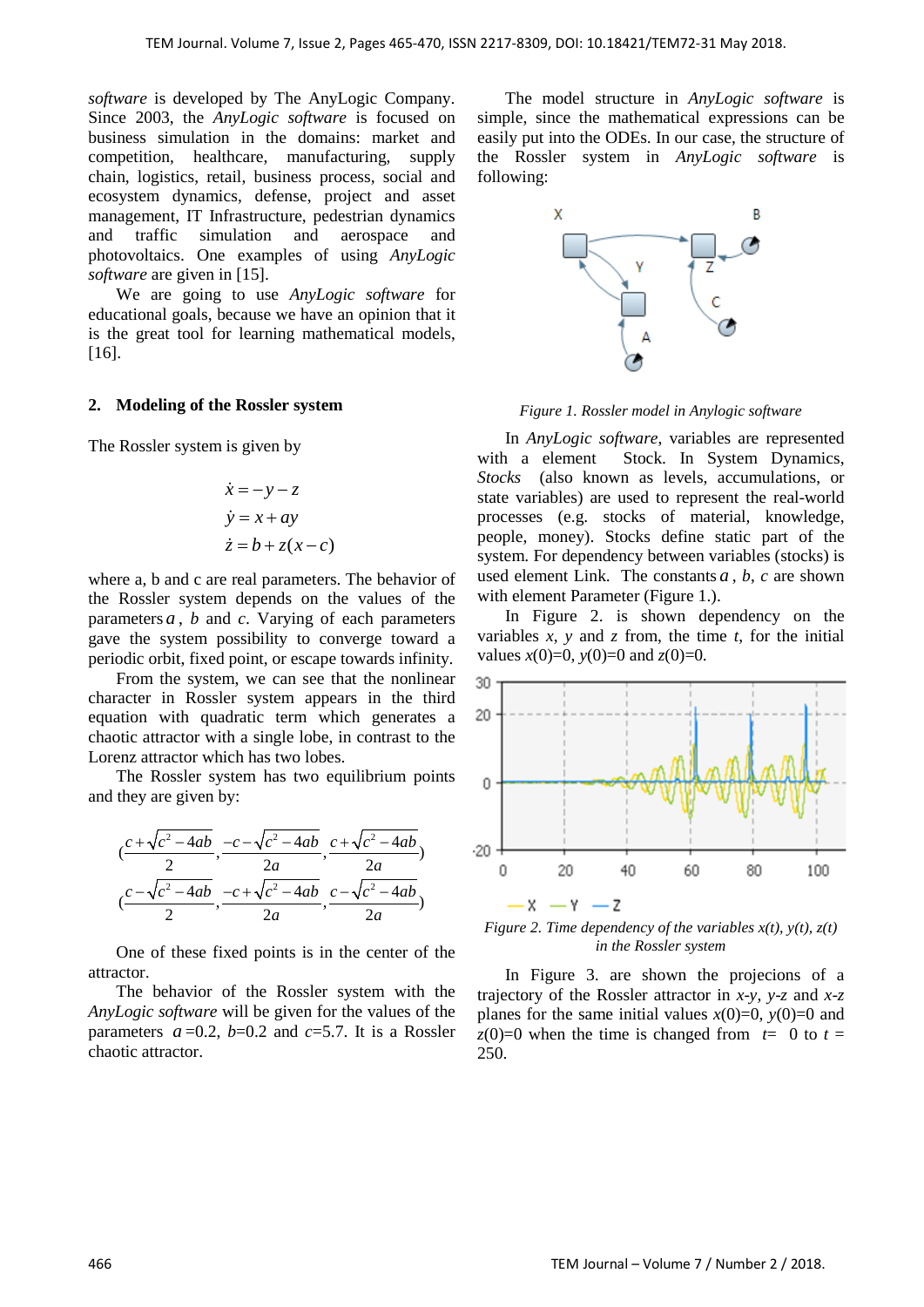*software* is developed by The AnyLogic Company. Since 2003, the *AnyLogic software* is focused on business simulation in the domains: market and competition, healthcare, manufacturing, supply chain, logistics, retail, business process, social and ecosystem dynamics, defense, project and asset management, IT Infrastructure, pedestrian dynamics and traffic simulation and aerospace and photovoltaics. One examples of using *AnyLogic software* are given in [15].

We are going to use *AnyLogic software* for educational goals, because we have an opinion that it is the great tool for learning mathematical models, [16].

## 2. Modeling of the Rossler system

The Rossler system is given by

$$\dot{x} = -y - z$$
$$\dot{y} = x + ay$$
$$\dot{z} = b + z(x - c)$$

where a, b and c are real parameters. The behavior of the Rossler system depends on the values of the parameters $a$, $b$ and $c$. Varying of each parameters gave the system possibility to converge toward a periodic orbit, fixed point, or escape towards infinity.

From the system, we can see that the nonlinear character in Rossler system appears in the third equation with quadratic term which generates a chaotic attractor with a single lobe, in contrast to the Lorenz attractor which has two lobes.

The Rossler system has two equilibrium points and they are given by:

$$\left(\frac{c+\sqrt{c^2-4ab}}{2}, \frac{-c-\sqrt{c^2-4ab}}{2a}, \frac{c+\sqrt{c^2-4ab}}{2a}\right)$$
$$\left(\frac{c-\sqrt{c^2-4ab}}{2}, \frac{-c+\sqrt{c^2-4ab}}{2a}, \frac{c-\sqrt{c^2-4ab}}{2a}\right)$$

One of these fixed points is in the center of the attractor.

The behavior of the Rossler system with the *AnyLogic software* will be given for the values of the parameters $a$ =0.2, $b$=0.2 and $c$=5.7. It is a Rossler chaotic attractor.

The model structure in *AnyLogic software* is simple, since the mathematical expressions can be easily put into the ODEs. In our case, the structure of the Rossler system in *AnyLogic software* is following:

*Figure 1. Rossler model in Anylogic software*

In *AnyLogic software*, variables are represented with a element Stock. In System Dynamics, *Stocks* (also known as levels, accumulations, or state variables) are used to represent the real-world processes (e.g. stocks of material, knowledge, people, money). Stocks define static part of the system. For dependency between variables (stocks) is used element Link. The constants $a$, $b$, $c$ are shown with element Parameter (Figure 1.).

In Figure 2. is shown dependency on the variables $x$, $y$ and $z$ from, the time $t$, for the initial values $x(0)=0$, $y(0)=0$ and $z(0)=0$.

*Figure 2. Time dependency of the variables x(t), y(t), z(t) in the Rossler system*

In Figure 3. are shown the projecions of a trajectory of the Rossler attractor in $x$-$y$, $y$-$z$ and $x$-$z$ planes for the same initial values $x(0)=0$, $y(0)=0$ and $z(0)=0$ when the time is changed from $t=0$ to $t=250$.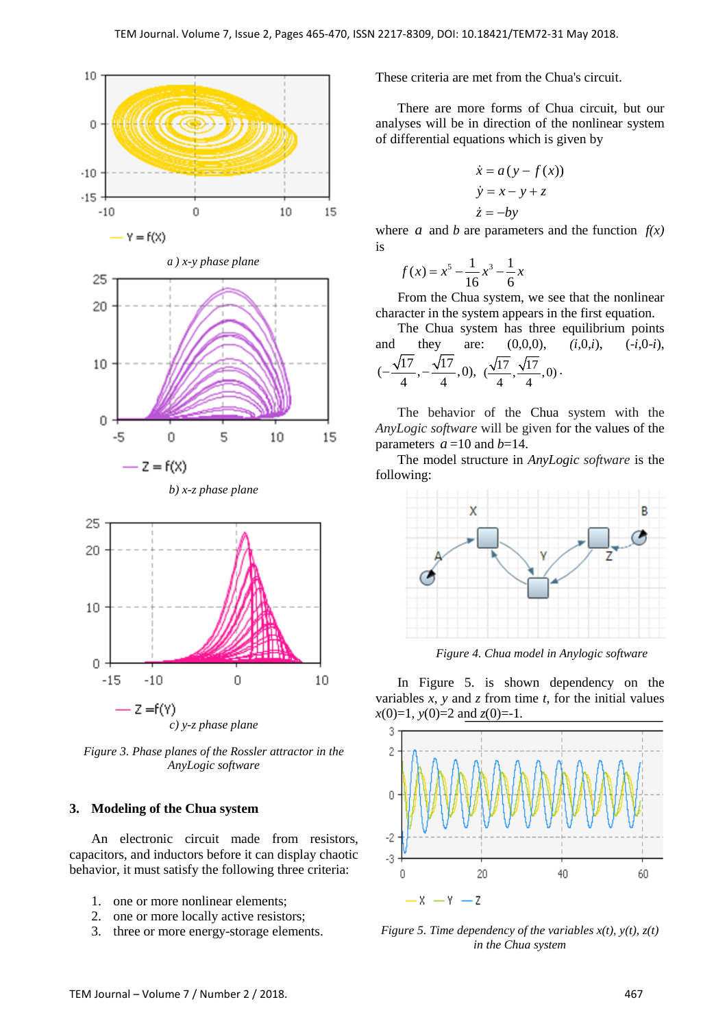a ) x-y phase plane

b) x-z phase plane

c) y-z phase plane

*Figure 3. Phase planes of the Rossler attractor in the AnyLogic software*

## 3. Modeling of the Chua system

An electronic circuit made from resistors, capacitors, and inductors before it can display chaotic behavior, it must satisfy the following three criteria:

1. one or more nonlinear elements;
2. one or more locally active resistors;
3. three or more energy-storage elements.

These criteria are met from the Chua's circuit.

There are more forms of Chua circuit, but our analyses will be in direction of the nonlinear system of differential equations which is given by

$$\dot{x} = a(y - f(x))$$
$$\dot{y} = x - y + z$$
$$\dot{z} = -by$$

where $a$ and $b$ are parameters and the function $f(x)$ is

$$f(x) = x^5 - \frac{1}{16}x^3 - \frac{1}{6}x$$

From the Chua system, we see that the nonlinear character in the system appears in the first equation.

The Chua system has three equilibrium points and they are: (0,0,0), $(i,0,i)$, $(-i,0-i)$, $(-\frac{\sqrt{17}}{4},-\frac{\sqrt{17}}{4},0)$, $(\frac{\sqrt{17}}{4},\frac{\sqrt{17}}{4},0)$.

The behavior of the Chua system with the *AnyLogic software* will be given for the values of the parameters $a$ =10 and $b$=14.

The model structure in *AnyLogic software* is the following:

*Figure 4. Chua model in Anylogic software*

In Figure 5. is shown dependency on the variables $x$, $y$ and $z$ from time $t$, for the initial values $x(0)=1$, $y(0)=2$ and $z(0)=-1$.

*Figure 5. Time dependency of the variables x(t), y(t), z(t) in the Chua system*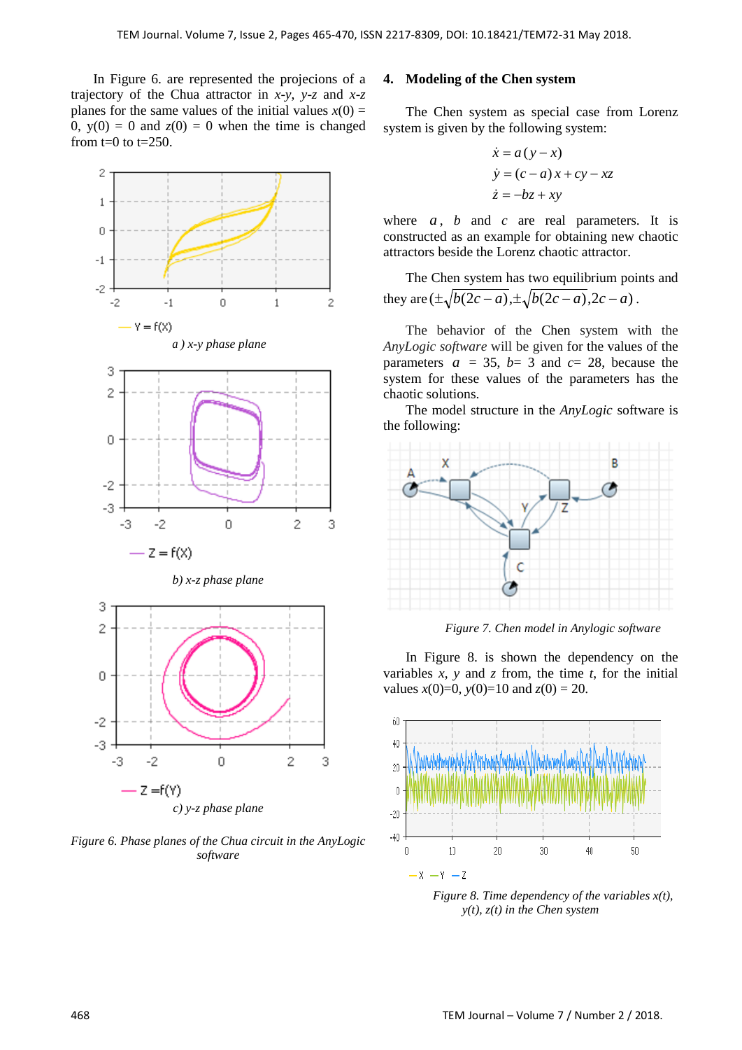In Figure 6. are represented the projecions of a trajectory of the Chua attractor in *x-y*, *y-z* and *x-z* planes for the same values of the initial values $x(0) = 0$, $y(0) = 0$ and $z(0) = 0$ when the time is changed from t=0 to t=250.

*a ) x-y phase plane*

*b) x-z phase plane*

*c) y-z phase plane*

*Figure 6. Phase planes of the Chua circuit in the AnyLogic software*

## 4. Modeling of the Chen system

The Chen system as special case from Lorenz system is given by the following system:

$$\dot{x} = a(y - x)$$
$$\dot{y} = (c - a)x + cy - xz$$
$$\dot{z} = -bz + xy$$

where $a$, $b$ and $c$ are real parameters. It is constructed as an example for obtaining new chaotic attractors beside the Lorenz chaotic attractor.

The Chen system has two equilibrium points and they are $(\pm\sqrt{b(2c-a)}, \pm\sqrt{b(2c-a)}, 2c-a)$.

The behavior of the Chen system with the *AnyLogic software* will be given for the values of the parameters $a = 35$, $b = 3$ and $c = 28$, because the system for these values of the parameters has the chaotic solutions.

The model structure in the *AnyLogic* software is the following:

*Figure 7. Chen model in Anylogic software*

In Figure 8. is shown the dependency on the variables *x*, *y* and *z* from, the time *t*, for the initial values $x(0)=0$, $y(0)=10$ and $z(0) = 20$.

*Figure 8. Time dependency of the variables x(t), y(t), z(t) in the Chen system*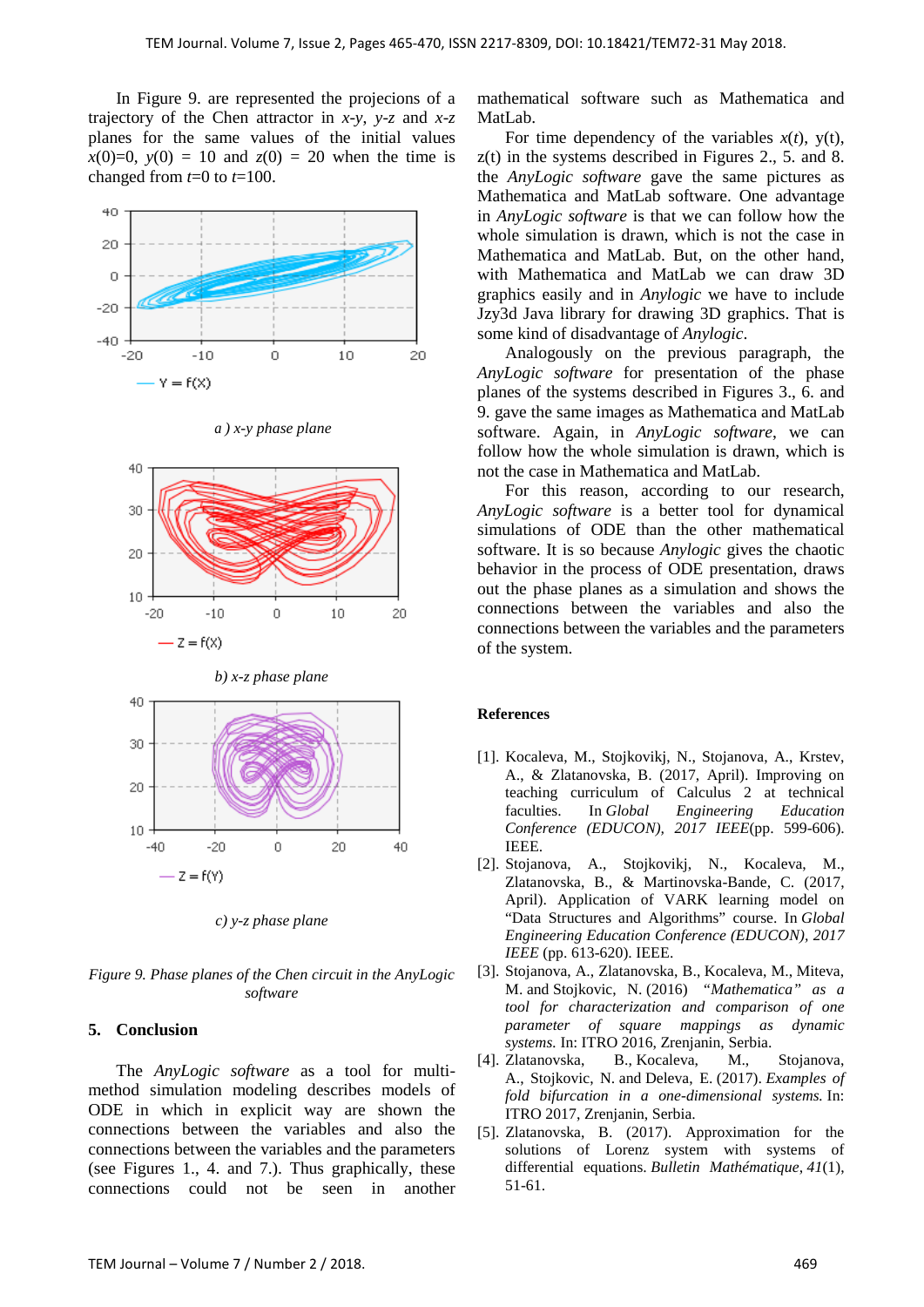In Figure 9. are represented the projecions of a trajectory of the Chen attractor in *x-y*, *y-z* and *x-z* planes for the same values of the initial values $x(0)=0$, $y(0) = 10$ and $z(0) = 20$ when the time is changed from $t=0$ to $t=100$.

*a ) x-y phase plane*

*b) x-z phase plane*

*c) y-z phase plane*

*Figure 9. Phase planes of the Chen circuit in the AnyLogic software*

## 5. Conclusion

The *AnyLogic software* as a tool for multi-method simulation modeling describes models of ODE in which in explicit way are shown the connections between the variables and also the connections between the variables and the parameters (see Figures 1., 4. and 7.). Thus graphically, these connections could not be seen in another mathematical software such as Mathematica and MatLab.

For time dependency of the variables $x(t)$, $y(t)$, $z(t)$ in the systems described in Figures 2., 5. and 8. the *AnyLogic software* gave the same pictures as Mathematica and MatLab software. One advantage in *AnyLogic software* is that we can follow how the whole simulation is drawn, which is not the case in Mathematica and MatLab. But, on the other hand, with Mathematica and MatLab we can draw 3D graphics easily and in *Anylogic* we have to include Jzy3d Java library for drawing 3D graphics. That is some kind of disadvantage of *Anylogic*.

Analogously on the previous paragraph, the *AnyLogic software* for presentation of the phase planes of the systems described in Figures 3., 6. and 9. gave the same images as Mathematica and MatLab software. Again, in *AnyLogic software*, we can follow how the whole simulation is drawn, which is not the case in Mathematica and MatLab.

For this reason, according to our research, *AnyLogic software* is a better tool for dynamical simulations of ODE than the other mathematical software. It is so because *Anylogic* gives the chaotic behavior in the process of ODE presentation, draws out the phase planes as a simulation and shows the connections between the variables and also the connections between the variables and the parameters of the system.

## References

[1]. Kocaleva, M., Stojkovikj, N., Stojanova, A., Krstev, A., & Zlatanovska, B. (2017, April). Improving on teaching curriculum of Calculus 2 at technical faculties. In *Global Engineering Education Conference (EDUCON), 2017 IEEE*(pp. 599-606). IEEE.

[2]. Stojanova, A., Stojkovikj, N., Kocaleva, M., Zlatanovska, B., & Martinovska-Bande, C. (2017, April). Application of VARK learning model on “Data Structures and Algorithms” course. In *Global Engineering Education Conference (EDUCON), 2017 IEEE* (pp. 613-620). IEEE.

[3]. Stojanova, A., Zlatanovska, B., Kocaleva, M., Miteva, M. and Stojkovic, N. (2016) *“Mathematica” as a tool for characterization and comparison of one parameter of square mappings as dynamic systems.* In: ITRO 2016, Zrenjanin, Serbia.

[4]. Zlatanovska, B., Kocaleva, M., Stojanova, A., Stojkovic, N. and Deleva, E. (2017). *Examples of fold bifurcation in a one-dimensional systems.* In: ITRO 2017, Zrenjanin, Serbia.

[5]. Zlatanovska, B. (2017). Approximation for the solutions of Lorenz system with systems of differential equations. *Bulletin Mathématique*, *41*(1), 51-61.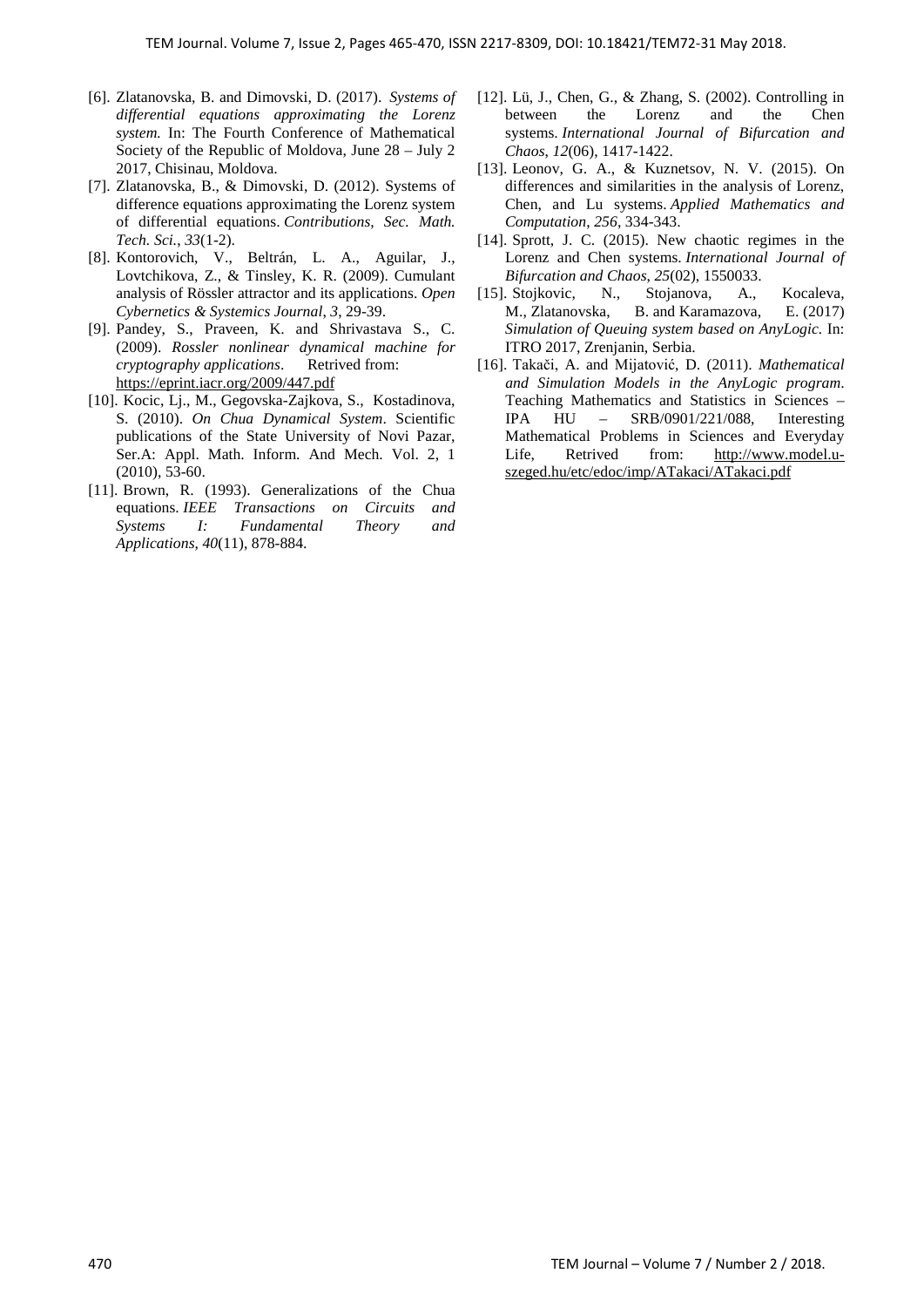[6]. Zlatanovska, B. and Dimovski, D. (2017). *Systems of differential equations approximating the Lorenz system.* In: The Fourth Conference of Mathematical Society of the Republic of Moldova, June 28 – July 2 2017, Chisinau, Moldova.

[7]. Zlatanovska, B., & Dimovski, D. (2012). Systems of difference equations approximating the Lorenz system of differential equations. *Contributions, Sec. Math. Tech. Sci.*, *33*(1-2).

[8]. Kontorovich, V., Beltrán, L. A., Aguilar, J., Lovtchikova, Z., & Tinsley, K. R. (2009). Cumulant analysis of Rössler attractor and its applications. *Open Cybernetics & Systemics Journal, 3*, 29-39.

[9]. Pandey, S., Praveen, K. and Shrivastava S., C. (2009). *Rossler nonlinear dynamical machine for cryptography applications*. Retrived from: https://eprint.iacr.org/2009/447.pdf

[10]. Kocic, Lj., M., Gegovska-Zajkova, S., Kostadinova, S. (2010). *On Chua Dynamical System*. Scientific publications of the State University of Novi Pazar, Ser.A: Appl. Math. Inform. And Mech. Vol. 2, 1 (2010), 53-60.

[11]. Brown, R. (1993). Generalizations of the Chua equations. *IEEE Transactions on Circuits and Systems I: Fundamental Theory and Applications*, *40*(11), 878-884.

[12]. Lü, J., Chen, G., & Zhang, S. (2002). Controlling in between the Lorenz and the Chen systems. *International Journal of Bifurcation and Chaos*, *12*(06), 1417-1422.

[13]. Leonov, G. A., & Kuznetsov, N. V. (2015). On differences and similarities in the analysis of Lorenz, Chen, and Lu systems. *Applied Mathematics and Computation*, *256*, 334-343.

[14]. Sprott, J. C. (2015). New chaotic regimes in the Lorenz and Chen systems. *International Journal of Bifurcation and Chaos*, *25*(02), 1550033.

[15]. Stojkovic, N., Stojanova, A., Kocaleva, M., Zlatanovska, B. and Karamazova, E. (2017) *Simulation of Queuing system based on AnyLogic.* In: ITRO 2017, Zrenjanin, Serbia.

[16]. Takači, A. and Mijatović, D. (2011). *Mathematical and Simulation Models in the AnyLogic program*. Teaching Mathematics and Statistics in Sciences – IPA HU – SRB/0901/221/088, Interesting Mathematical Problems in Sciences and Everyday Life, Retrived from: http://www.model.u-szeged.hu/etc/edoc/imp/ATakaci/ATakaci.pdf